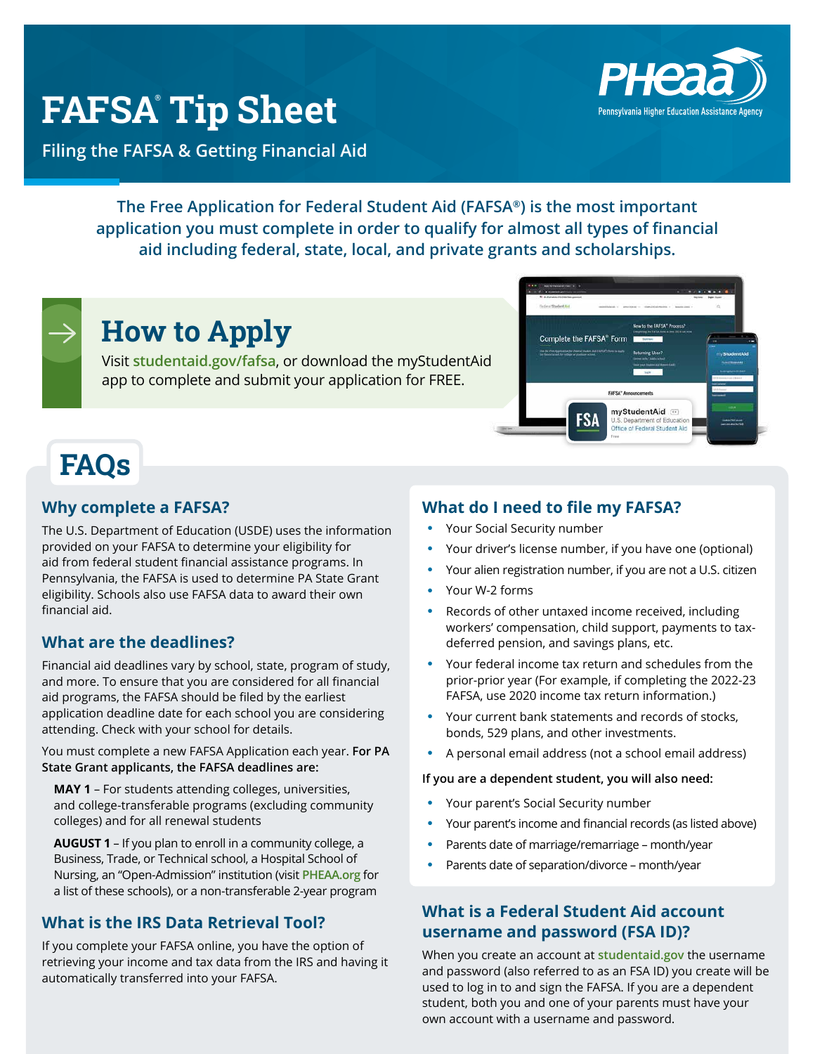# FAFSA® Tip Sheet

Filing the FAFSA & Getting Financial Aid

PHEAA Pennsylvania Higher Education Assistance Agency

**The Free Application for Federal Student Aid (FAFSA®) is the most important application you must complete in order to qualify for almost all types of financial aid including federal, state, local, and private grants and scholarships.**

## How to Apply

Visit studentaid.gov/fafsa, or download the myStudentAid app to complete and submit your application for FREE.

## FAQs

### Why complete a FAFSA?

The U.S. Department of Education (USDE) uses the information provided on your FAFSA to determine your eligibility for aid from federal student financial assistance programs. In Pennsylvania, the FAFSA is used to determine PA State Grant eligibility. Schools also use FAFSA data to award their own financial aid.

### What are the deadlines?

Financial aid deadlines vary by school, state, program of study, and more. To ensure that you are considered for all financial aid programs, the FAFSA should be filed by the earliest application deadline date for each school you are considering attending. Check with your school for details.

You must complete a new FAFSA Application each year. **For PA State Grant applicants, the FAFSA deadlines are:**

**MAY 1** – For students attending colleges, universities, and college-transferable programs (excluding community colleges) and for all renewal students

**AUGUST 1** – If you plan to enroll in a community college, a Business, Trade, or Technical school, a Hospital School of Nursing, an "Open-Admission" institution (visit PHEAA.org for a list of these schools), or a non-transferable 2-year program

### What is the IRS Data Retrieval Tool?

If you complete your FAFSA online, you have the option of retrieving your income and tax data from the IRS and having it automatically transferred into your FAFSA.

### What do I need to file my FAFSA?

- Your Social Security number
- Your driver's license number, if you have one (optional)
- Your alien registration number, if you are not a U.S. citizen
- Your W-2 forms
- Records of other untaxed income received, including workers' compensation, child support, payments to tax-deferred pension, and savings plans, etc.
- Your federal income tax return and schedules from the prior-prior year (For example, if completing the 2022-23 FAFSA, use 2020 income tax return information.)
- Your current bank statements and records of stocks, bonds, 529 plans, and other investments.
- A personal email address (not a school email address)

**If you are a dependent student, you will also need:**

- Your parent's Social Security number
- Your parent's income and financial records (as listed above)
- Parents date of marriage/remarriage – month/year
- Parents date of separation/divorce – month/year

### What is a Federal Student Aid account username and password (FSA ID)?

When you create an account at studentaid.gov the username and password (also referred to as an FSA ID) you create will be used to log in to and sign the FAFSA. If you are a dependent student, both you and one of your parents must have your own account with a username and password.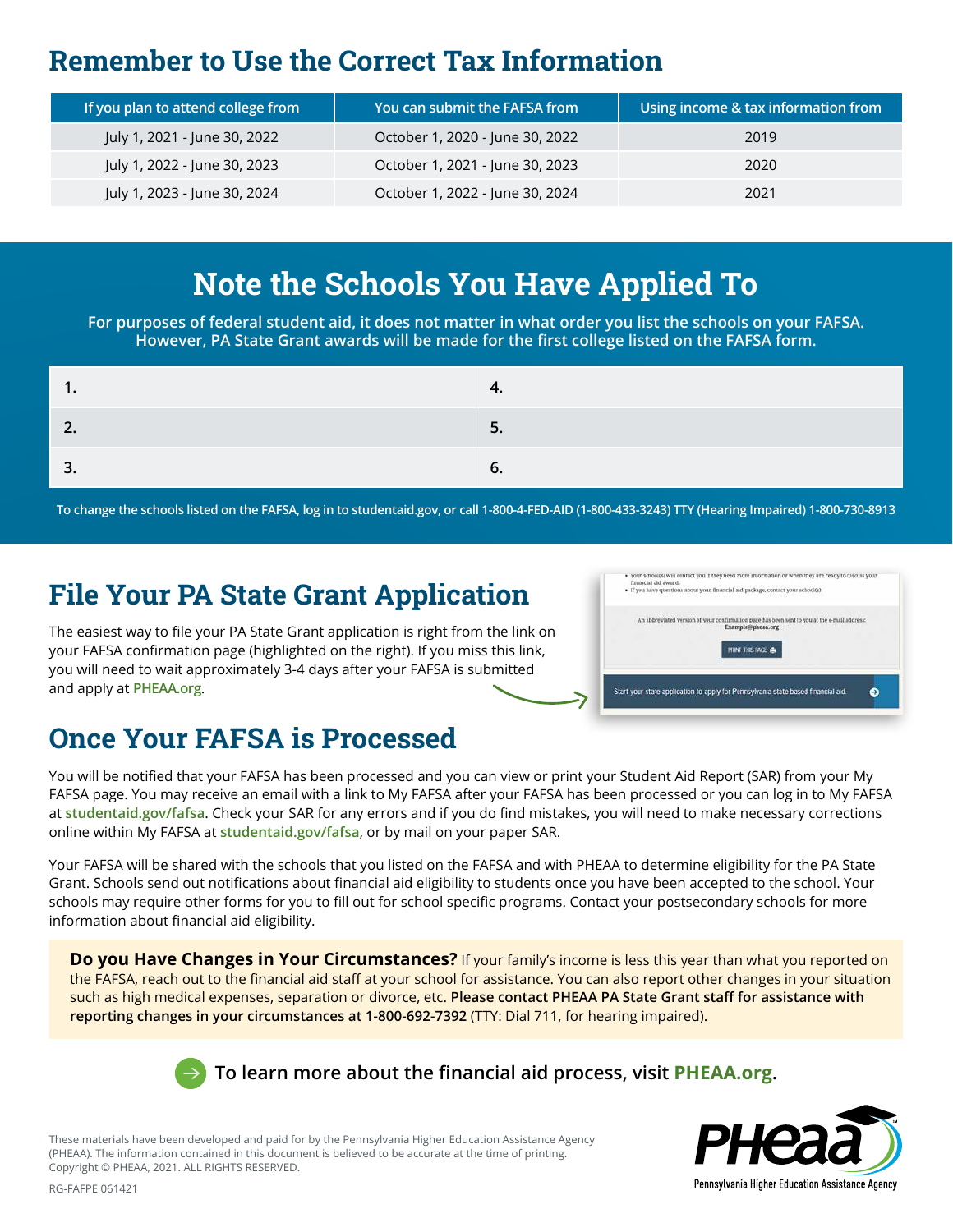## Remember to Use the Correct Tax Information

| If you plan to attend college from | You can submit the FAFSA from | Using income & tax information from |
|---|---|---|
| July 1, 2021 - June 30, 2022 | October 1, 2020 - June 30, 2022 | 2019 |
| July 1, 2022 - June 30, 2023 | October 1, 2021 - June 30, 2023 | 2020 |
| July 1, 2023 - June 30, 2024 | October 1, 2022 - June 30, 2024 | 2021 |

## Note the Schools You Have Applied To

**For purposes of federal student aid, it does not matter in what order you list the schools on your FAFSA. However, PA State Grant awards will be made for the first college listed on the FAFSA form.**

| | |
|---|---|
| 1. | 4. |
| 2. | 5. |
| 3. | 6. |

**To change the schools listed on the FAFSA, log in to studentaid.gov, or call 1-800-4-FED-AID (1-800-433-3243) TTY (Hearing Impaired) 1-800-730-8913**

## File Your PA State Grant Application

The easiest way to file your PA State Grant application is right from the link on your FAFSA confirmation page (highlighted on the right). If you miss this link, you will need to wait approximately 3-4 days after your FAFSA is submitted and apply at PHEAA.org.

- Your school(s) will contact you if they need more information or when they are ready to discuss your financial aid award.
- If you have questions about your financial aid package, contact your school(s).

An abbreviated version of your confirmation page has been sent to you at the e-mail address: **Example@pheaa.org**

PRINT THIS PAGE

Start your state application to apply for Pennsylvania state-based financial aid.

## Once Your FAFSA is Processed

You will be notified that your FAFSA has been processed and you can view or print your Student Aid Report (SAR) from your My FAFSA page. You may receive an email with a link to My FAFSA after your FAFSA has been processed or you can log in to My FAFSA at studentaid.gov/fafsa. Check your SAR for any errors and if you do find mistakes, you will need to make necessary corrections online within My FAFSA at studentaid.gov/fafsa, or by mail on your paper SAR.

Your FAFSA will be shared with the schools that you listed on the FAFSA and with PHEAA to determine eligibility for the PA State Grant. Schools send out notifications about financial aid eligibility to students once you have been accepted to the school. Your schools may require other forms for you to fill out for school specific programs. Contact your postsecondary schools for more information about financial aid eligibility.

**Do you Have Changes in Your Circumstances?** If your family's income is less this year than what you reported on the FAFSA, reach out to the financial aid staff at your school for assistance. You can also report other changes in your situation such as high medical expenses, separation or divorce, etc. **Please contact PHEAA PA State Grant staff for assistance with reporting changes in your circumstances at 1-800-692-7392** (TTY: Dial 711, for hearing impaired).

**To learn more about the financial aid process, visit PHEAA.org.**

These materials have been developed and paid for by the Pennsylvania Higher Education Assistance Agency (PHEAA). The information contained in this document is believed to be accurate at the time of printing. Copyright © PHEAA, 2021. ALL RIGHTS RESERVED.

RG-FAFPE 061421

PHEAA Pennsylvania Higher Education Assistance Agency